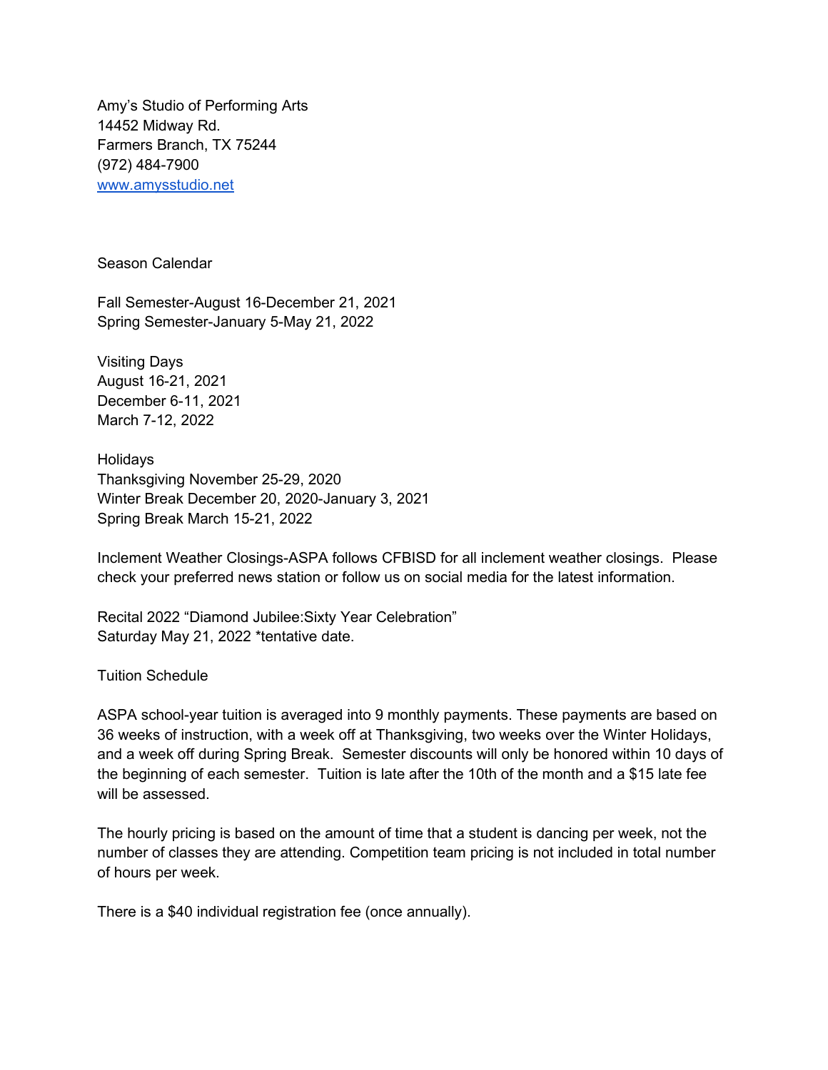Amy's Studio of Performing Arts
14452 Midway Rd.
Farmers Branch, TX 75244
(972) 484-7900
[www.amysstudio.net](http://www.amysstudio.net)

## Season Calendar

Fall Semester-August 16-December 21, 2021
Spring Semester-January 5-May 21, 2022

### Visiting Days

August 16-21, 2021
December 6-11, 2021
March 7-12, 2022

### Holidays

Thanksgiving November 25-29, 2020
Winter Break December 20, 2020-January 3, 2021
Spring Break March 15-21, 2022

Inclement Weather Closings-ASPA follows CFBISD for all inclement weather closings. Please check your preferred news station or follow us on social media for the latest information.

Recital 2022 "Diamond Jubilee:Sixty Year Celebration"
Saturday May 21, 2022 *tentative date.

## Tuition Schedule

ASPA school-year tuition is averaged into 9 monthly payments. These payments are based on 36 weeks of instruction, with a week off at Thanksgiving, two weeks over the Winter Holidays, and a week off during Spring Break. Semester discounts will only be honored within 10 days of the beginning of each semester. Tuition is late after the 10th of the month and a $15 late fee will be assessed.

The hourly pricing is based on the amount of time that a student is dancing per week, not the number of classes they are attending. Competition team pricing is not included in total number of hours per week.

There is a $40 individual registration fee (once annually).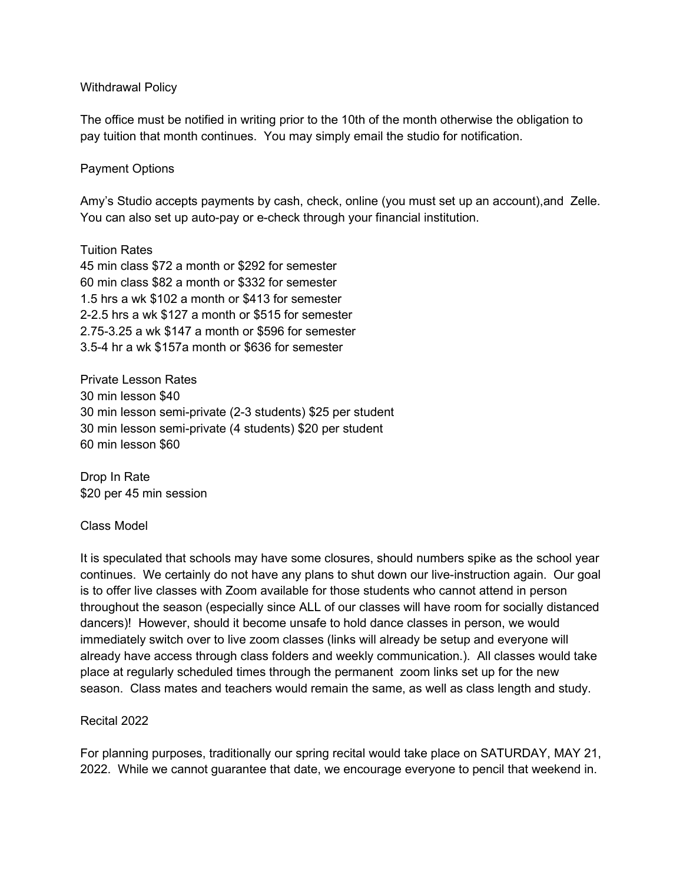## Withdrawal Policy

The office must be notified in writing prior to the 10th of the month otherwise the obligation to pay tuition that month continues. You may simply email the studio for notification.

## Payment Options

Amy's Studio accepts payments by cash, check, online (you must set up an account),and Zelle. You can also set up auto-pay or e-check through your financial institution.

## Tuition Rates

45 min class $72 a month or $292 for semester
60 min class $82 a month or $332 for semester
1.5 hrs a wk $102 a month or $413 for semester
2-2.5 hrs a wk $127 a month or $515 for semester
2.75-3.25 a wk $147 a month or $596 for semester
3.5-4 hr a wk $157a month or $636 for semester

## Private Lesson Rates

30 min lesson $40
30 min lesson semi-private (2-3 students) $25 per student
30 min lesson semi-private (4 students) $20 per student
60 min lesson $60

## Drop In Rate

$20 per 45 min session

## Class Model

It is speculated that schools may have some closures, should numbers spike as the school year continues. We certainly do not have any plans to shut down our live-instruction again. Our goal is to offer live classes with Zoom available for those students who cannot attend in person throughout the season (especially since ALL of our classes will have room for socially distanced dancers)! However, should it become unsafe to hold dance classes in person, we would immediately switch over to live zoom classes (links will already be setup and everyone will already have access through class folders and weekly communication.). All classes would take place at regularly scheduled times through the permanent zoom links set up for the new season. Class mates and teachers would remain the same, as well as class length and study.

## Recital 2022

For planning purposes, traditionally our spring recital would take place on SATURDAY, MAY 21, 2022. While we cannot guarantee that date, we encourage everyone to pencil that weekend in.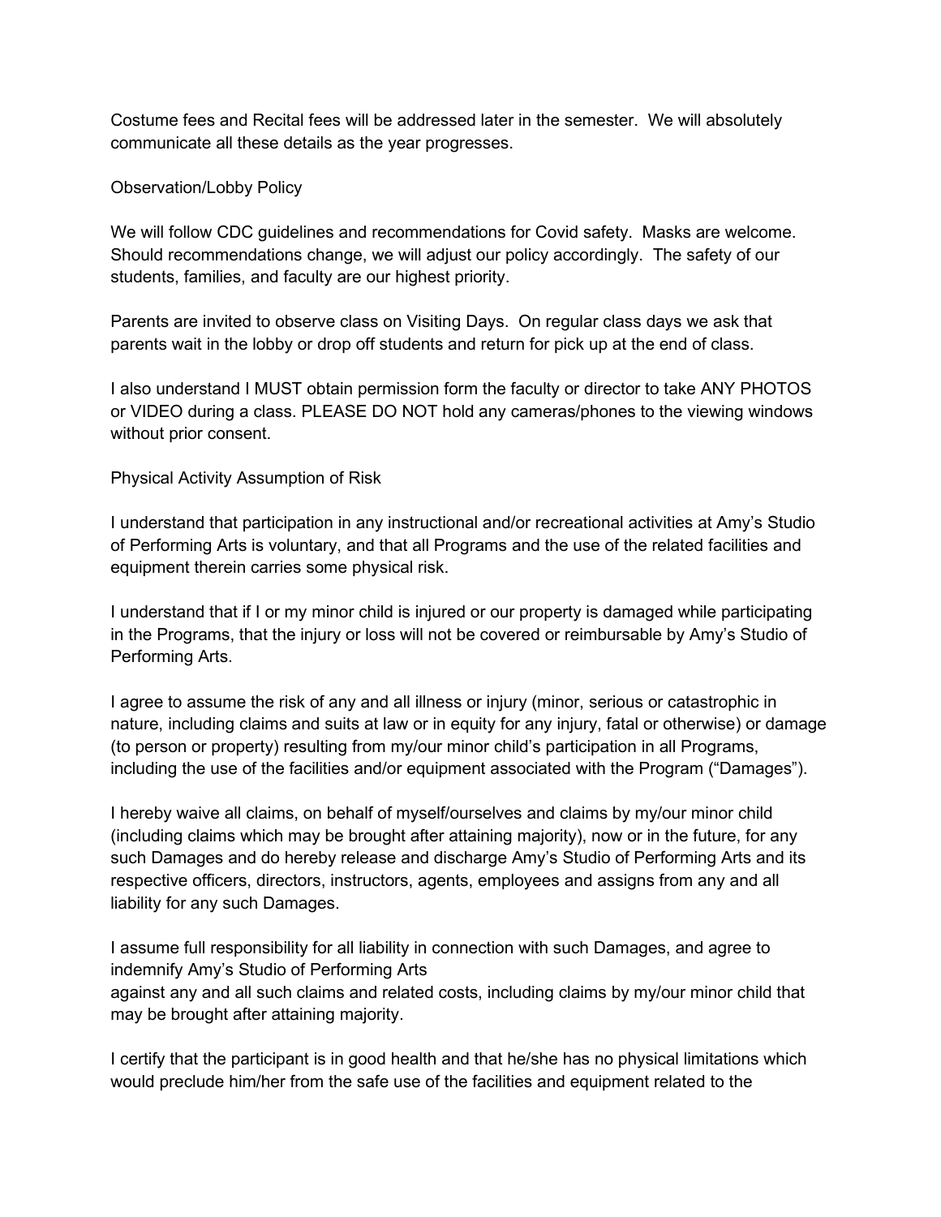Costume fees and Recital fees will be addressed later in the semester. We will absolutely communicate all these details as the year progresses.

## Observation/Lobby Policy

We will follow CDC guidelines and recommendations for Covid safety. Masks are welcome. Should recommendations change, we will adjust our policy accordingly. The safety of our students, families, and faculty are our highest priority.

Parents are invited to observe class on Visiting Days. On regular class days we ask that parents wait in the lobby or drop off students and return for pick up at the end of class.

I also understand I MUST obtain permission form the faculty or director to take ANY PHOTOS or VIDEO during a class. PLEASE DO NOT hold any cameras/phones to the viewing windows without prior consent.

## Physical Activity Assumption of Risk

I understand that participation in any instructional and/or recreational activities at Amy's Studio of Performing Arts is voluntary, and that all Programs and the use of the related facilities and equipment therein carries some physical risk.

I understand that if I or my minor child is injured or our property is damaged while participating in the Programs, that the injury or loss will not be covered or reimbursable by Amy's Studio of Performing Arts.

I agree to assume the risk of any and all illness or injury (minor, serious or catastrophic in nature, including claims and suits at law or in equity for any injury, fatal or otherwise) or damage (to person or property) resulting from my/our minor child's participation in all Programs, including the use of the facilities and/or equipment associated with the Program ("Damages").

I hereby waive all claims, on behalf of myself/ourselves and claims by my/our minor child (including claims which may be brought after attaining majority), now or in the future, for any such Damages and do hereby release and discharge Amy's Studio of Performing Arts and its respective officers, directors, instructors, agents, employees and assigns from any and all liability for any such Damages.

I assume full responsibility for all liability in connection with such Damages, and agree to indemnify Amy's Studio of Performing Arts
against any and all such claims and related costs, including claims by my/our minor child that may be brought after attaining majority.

I certify that the participant is in good health and that he/she has no physical limitations which would preclude him/her from the safe use of the facilities and equipment related to the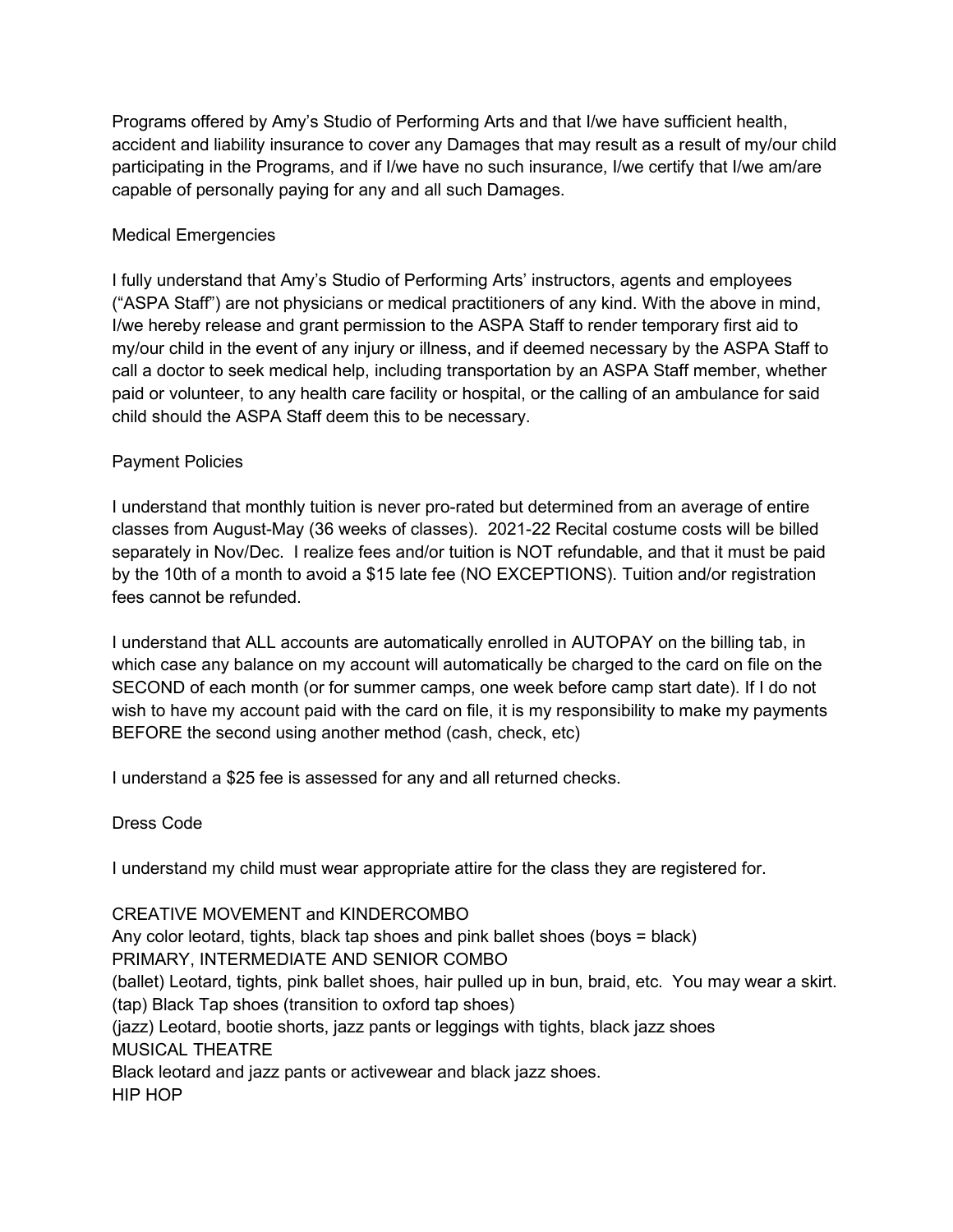Programs offered by Amy's Studio of Performing Arts and that I/we have sufficient health, accident and liability insurance to cover any Damages that may result as a result of my/our child participating in the Programs, and if I/we have no such insurance, I/we certify that I/we am/are capable of personally paying for any and all such Damages.

## Medical Emergencies

I fully understand that Amy's Studio of Performing Arts' instructors, agents and employees ("ASPA Staff") are not physicians or medical practitioners of any kind. With the above in mind, I/we hereby release and grant permission to the ASPA Staff to render temporary first aid to my/our child in the event of any injury or illness, and if deemed necessary by the ASPA Staff to call a doctor to seek medical help, including transportation by an ASPA Staff member, whether paid or volunteer, to any health care facility or hospital, or the calling of an ambulance for said child should the ASPA Staff deem this to be necessary.

## Payment Policies

I understand that monthly tuition is never pro-rated but determined from an average of entire classes from August-May (36 weeks of classes). 2021-22 Recital costume costs will be billed separately in Nov/Dec. I realize fees and/or tuition is NOT refundable, and that it must be paid by the 10th of a month to avoid a $15 late fee (NO EXCEPTIONS). Tuition and/or registration fees cannot be refunded.

I understand that ALL accounts are automatically enrolled in AUTOPAY on the billing tab, in which case any balance on my account will automatically be charged to the card on file on the SECOND of each month (or for summer camps, one week before camp start date). If I do not wish to have my account paid with the card on file, it is my responsibility to make my payments BEFORE the second using another method (cash, check, etc)

I understand a $25 fee is assessed for any and all returned checks.

## Dress Code

I understand my child must wear appropriate attire for the class they are registered for.

CREATIVE MOVEMENT and KINDERCOMBO
Any color leotard, tights, black tap shoes and pink ballet shoes (boys = black)
PRIMARY, INTERMEDIATE AND SENIOR COMBO
(ballet) Leotard, tights, pink ballet shoes, hair pulled up in bun, braid, etc. You may wear a skirt.
(tap) Black Tap shoes (transition to oxford tap shoes)
(jazz) Leotard, bootie shorts, jazz pants or leggings with tights, black jazz shoes
MUSICAL THEATRE
Black leotard and jazz pants or activewear and black jazz shoes.
HIP HOP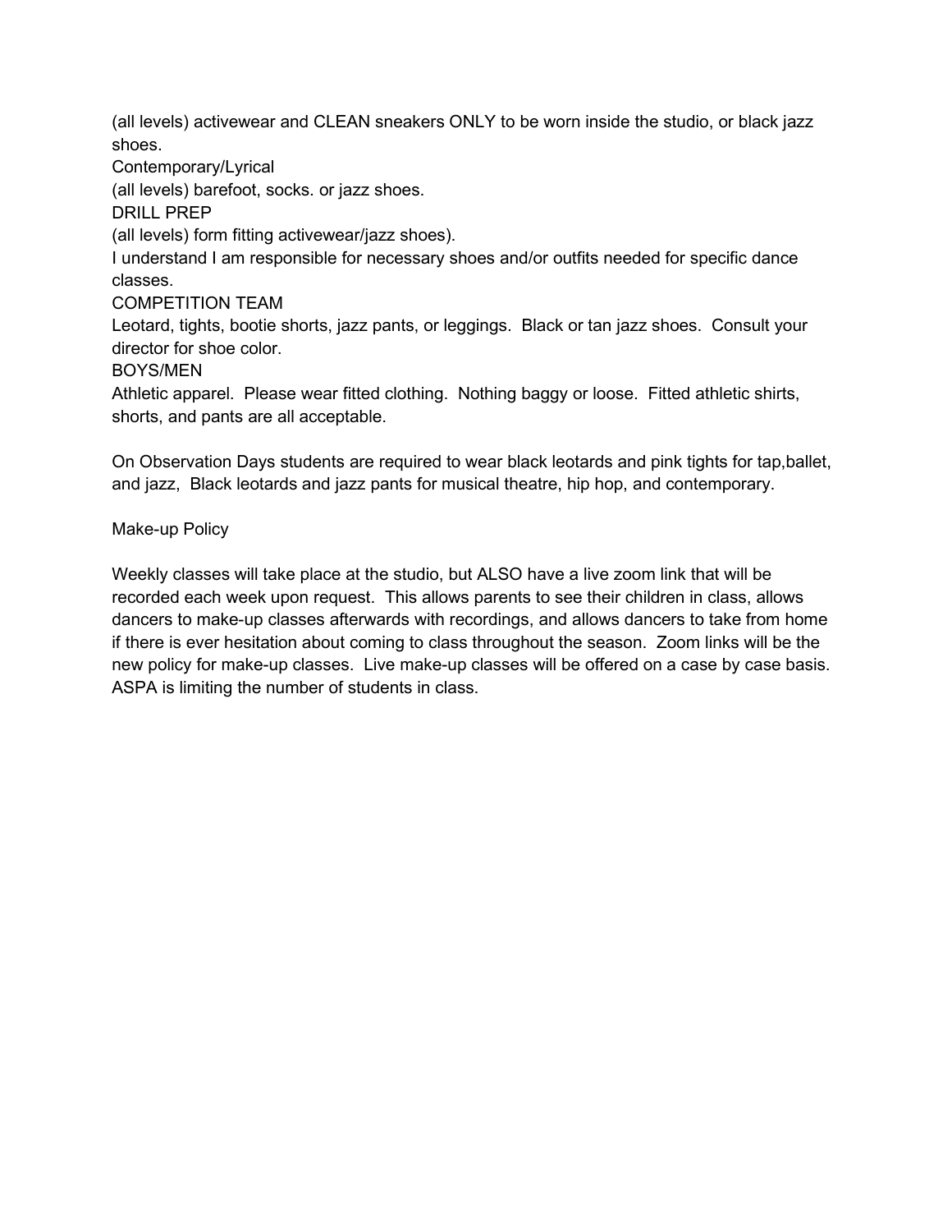(all levels) activewear and CLEAN sneakers ONLY to be worn inside the studio, or black jazz shoes.

Contemporary/Lyrical

(all levels) barefoot, socks. or jazz shoes.

DRILL PREP

(all levels) form fitting activewear/jazz shoes).

I understand I am responsible for necessary shoes and/or outfits needed for specific dance classes.

COMPETITION TEAM

Leotard, tights, bootie shorts, jazz pants, or leggings. Black or tan jazz shoes. Consult your director for shoe color.

BOYS/MEN

Athletic apparel. Please wear fitted clothing. Nothing baggy or loose. Fitted athletic shirts, shorts, and pants are all acceptable.

On Observation Days students are required to wear black leotards and pink tights for tap,ballet, and jazz, Black leotards and jazz pants for musical theatre, hip hop, and contemporary.

Make-up Policy

Weekly classes will take place at the studio, but ALSO have a live zoom link that will be recorded each week upon request. This allows parents to see their children in class, allows dancers to make-up classes afterwards with recordings, and allows dancers to take from home if there is ever hesitation about coming to class throughout the season. Zoom links will be the new policy for make-up classes. Live make-up classes will be offered on a case by case basis. ASPA is limiting the number of students in class.